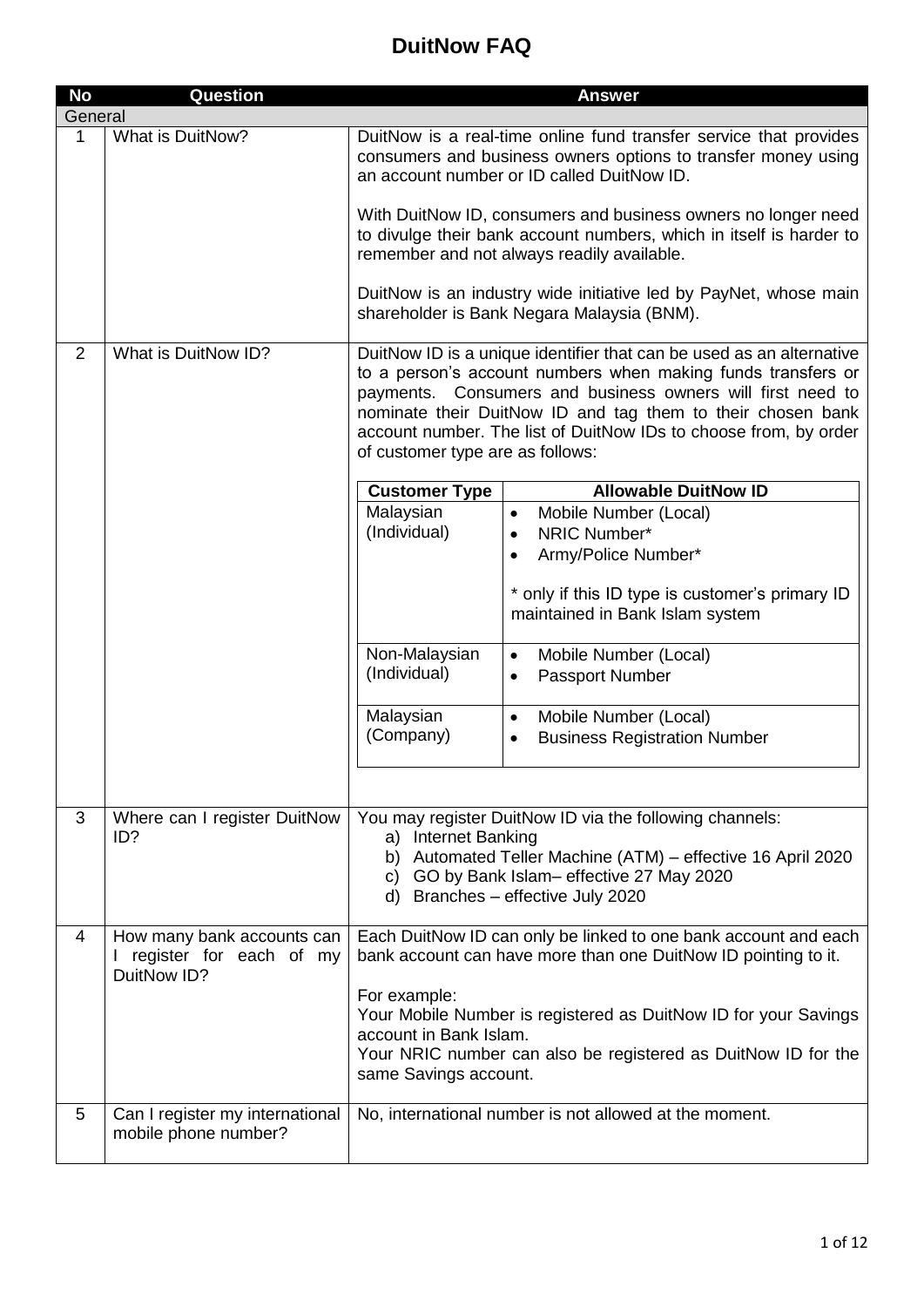# DuitNow FAQ

| No | Question | Answer |
|---|---|---|
| **General** | | |
| 1 | What is DuitNow? | DuitNow is a real-time online fund transfer service that provides consumers and business owners options to transfer money using an account number or ID called DuitNow ID.<br><br>With DuitNow ID, consumers and business owners no longer need to divulge their bank account numbers, which in itself is harder to remember and not always readily available.<br><br>DuitNow is an industry wide initiative led by PayNet, whose main shareholder is Bank Negara Malaysia (BNM). |
| 2 | What is DuitNow ID? | DuitNow ID is a unique identifier that can be used as an alternative to a person's account numbers when making funds transfers or payments. Consumers and business owners will first need to nominate their DuitNow ID and tag them to their chosen bank account number. The list of DuitNow IDs to choose from, by order of customer type are as follows:<br><br>**Customer Type: Malaysian (Individual)** — Allowable DuitNow ID:<br>• Mobile Number (Local)<br>• NRIC Number*<br>• Army/Police Number*<br>* only if this ID type is customer's primary ID maintained in Bank Islam system<br><br>**Customer Type: Non-Malaysian (Individual)** — Allowable DuitNow ID:<br>• Mobile Number (Local)<br>• Passport Number<br><br>**Customer Type: Malaysian (Company)** — Allowable DuitNow ID:<br>• Mobile Number (Local)<br>• Business Registration Number |
| 3 | Where can I register DuitNow ID? | You may register DuitNow ID via the following channels:<br>a) Internet Banking<br>b) Automated Teller Machine (ATM) – effective 16 April 2020<br>c) GO by Bank Islam– effective 27 May 2020<br>d) Branches – effective July 2020 |
| 4 | How many bank accounts can I register for each of my DuitNow ID? | Each DuitNow ID can only be linked to one bank account and each bank account can have more than one DuitNow ID pointing to it.<br><br>For example:<br>Your Mobile Number is registered as DuitNow ID for your Savings account in Bank Islam.<br>Your NRIC number can also be registered as DuitNow ID for the same Savings account. |
| 5 | Can I register my international mobile phone number? | No, international number is not allowed at the moment. |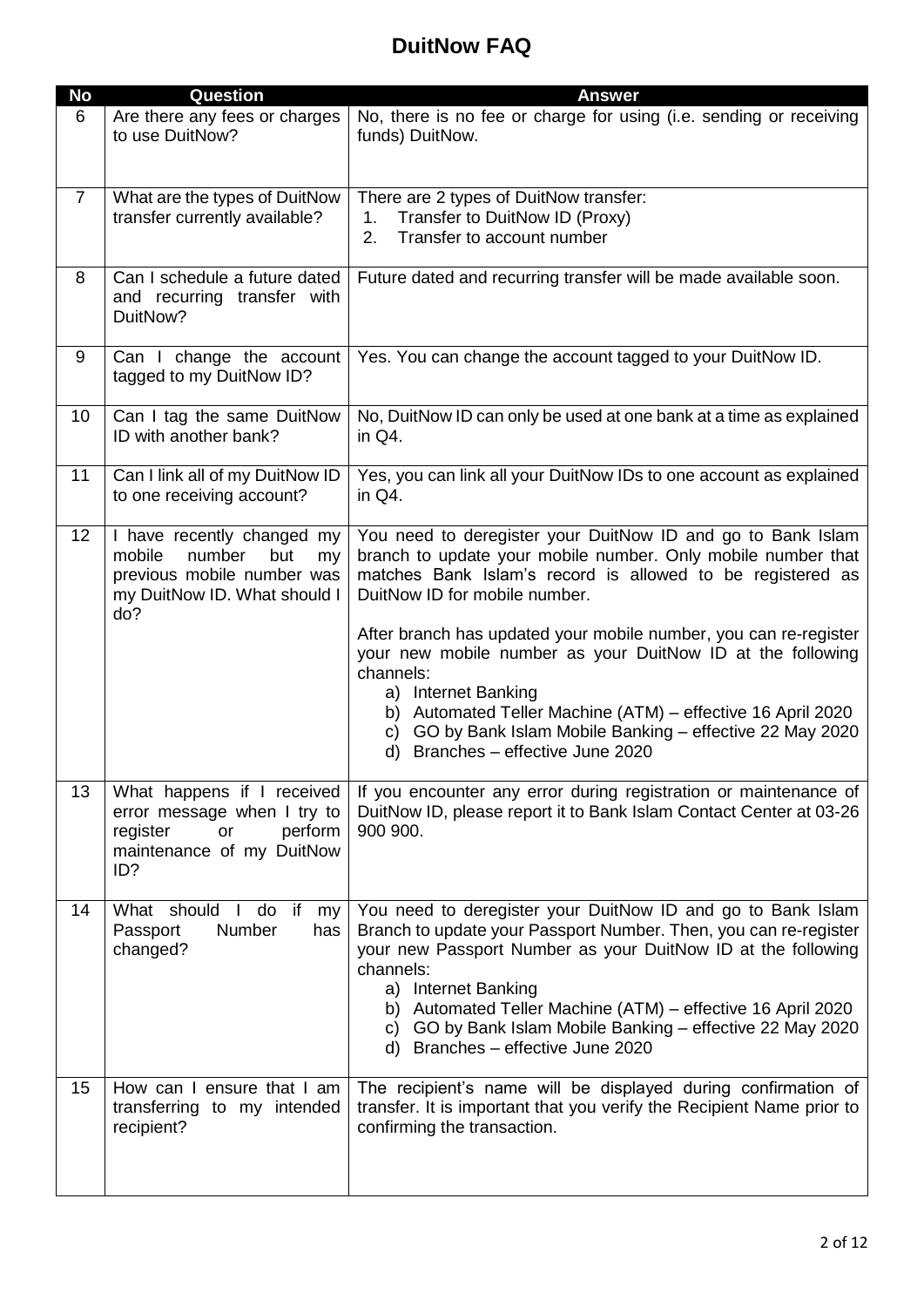# DuitNow FAQ

| No | Question | Answer |
|---|---|---|
| 6 | Are there any fees or charges to use DuitNow? | No, there is no fee or charge for using (i.e. sending or receiving funds) DuitNow. |
| 7 | What are the types of DuitNow transfer currently available? | There are 2 types of DuitNow transfer:<br>1. Transfer to DuitNow ID (Proxy)<br>2. Transfer to account number |
| 8 | Can I schedule a future dated and recurring transfer with DuitNow? | Future dated and recurring transfer will be made available soon. |
| 9 | Can I change the account tagged to my DuitNow ID? | Yes. You can change the account tagged to your DuitNow ID. |
| 10 | Can I tag the same DuitNow ID with another bank? | No, DuitNow ID can only be used at one bank at a time as explained in Q4. |
| 11 | Can I link all of my DuitNow ID to one receiving account? | Yes, you can link all your DuitNow IDs to one account as explained in Q4. |
| 12 | I have recently changed my mobile number but my previous mobile number was my DuitNow ID. What should I do? | You need to deregister your DuitNow ID and go to Bank Islam branch to update your mobile number. Only mobile number that matches Bank Islam's record is allowed to be registered as DuitNow ID for mobile number.<br><br>After branch has updated your mobile number, you can re-register your new mobile number as your DuitNow ID at the following channels:<br>a) Internet Banking<br>b) Automated Teller Machine (ATM) – effective 16 April 2020<br>c) GO by Bank Islam Mobile Banking – effective 22 May 2020<br>d) Branches – effective June 2020 |
| 13 | What happens if I received error message when I try to register or perform maintenance of my DuitNow ID? | If you encounter any error during registration or maintenance of DuitNow ID, please report it to Bank Islam Contact Center at 03-26 900 900. |
| 14 | What should I do if my Passport Number has changed? | You need to deregister your DuitNow ID and go to Bank Islam Branch to update your Passport Number. Then, you can re-register your new Passport Number as your DuitNow ID at the following channels:<br>a) Internet Banking<br>b) Automated Teller Machine (ATM) – effective 16 April 2020<br>c) GO by Bank Islam Mobile Banking – effective 22 May 2020<br>d) Branches – effective June 2020 |
| 15 | How can I ensure that I am transferring to my intended recipient? | The recipient's name will be displayed during confirmation of transfer. It is important that you verify the Recipient Name prior to confirming the transaction. |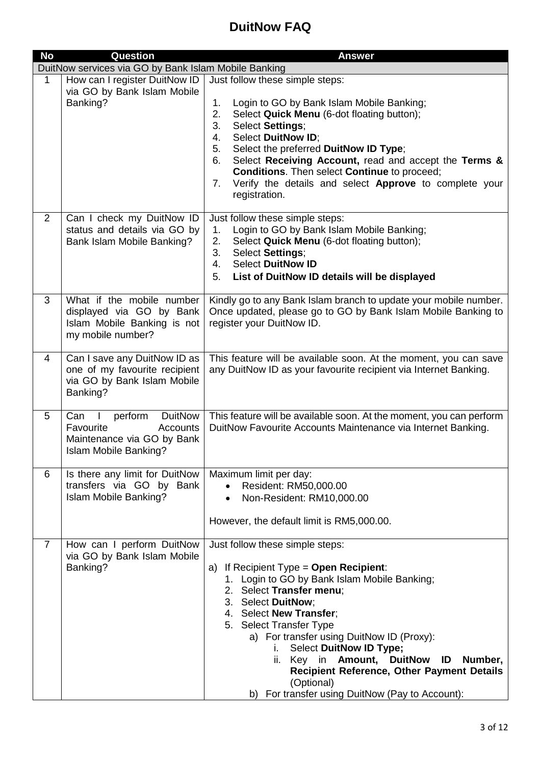# DuitNow FAQ

| No | Question | Answer |
|---|---|---|
| **DuitNow services via GO by Bank Islam Mobile Banking** | | |
| 1 | How can I register DuitNow ID via GO by Bank Islam Mobile Banking? | Just follow these simple steps:<br><br>1. Login to GO by Bank Islam Mobile Banking;<br>2. Select **Quick Menu** (6-dot floating button);<br>3. Select **Settings**;<br>4. Select **DuitNow ID**;<br>5. Select the preferred **DuitNow ID Type**;<br>6. Select **Receiving Account,** read and accept the **Terms & Conditions**. Then select **Continue** to proceed;<br>7. Verify the details and select **Approve** to complete your registration. |
| 2 | Can I check my DuitNow ID status and details via GO by Bank Islam Mobile Banking? | Just follow these simple steps:<br>1. Login to GO by Bank Islam Mobile Banking;<br>2. Select **Quick Menu** (6-dot floating button);<br>3. Select **Settings**;<br>4. Select **DuitNow ID**<br>5. **List of DuitNow ID details will be displayed** |
| 3 | What if the mobile number displayed via GO by Bank Islam Mobile Banking is not my mobile number? | Kindly go to any Bank Islam branch to update your mobile number. Once updated, please go to GO by Bank Islam Mobile Banking to register your DuitNow ID. |
| 4 | Can I save any DuitNow ID as one of my favourite recipient via GO by Bank Islam Mobile Banking? | This feature will be available soon. At the moment, you can save any DuitNow ID as your favourite recipient via Internet Banking. |
| 5 | Can I perform DuitNow Favourite Accounts Maintenance via GO by Bank Islam Mobile Banking? | This feature will be available soon. At the moment, you can perform DuitNow Favourite Accounts Maintenance via Internet Banking. |
| 6 | Is there any limit for DuitNow transfers via GO by Bank Islam Mobile Banking? | Maximum limit per day:<br>• Resident: RM50,000.00<br>• Non-Resident: RM10,000.00<br><br>However, the default limit is RM5,000.00. |
| 7 | How can I perform DuitNow via GO by Bank Islam Mobile Banking? | Just follow these simple steps:<br><br>a) If Recipient Type = **Open Recipient**:<br>1. Login to GO by Bank Islam Mobile Banking;<br>2. Select **Transfer menu**;<br>3. Select **DuitNow**;<br>4. Select **New Transfer**;<br>5. Select Transfer Type<br>a) For transfer using DuitNow ID (Proxy):<br>i. Select **DuitNow ID Type;**<br>ii. Key in **Amount, DuitNow ID Number, Recipient Reference, Other Payment Details** (Optional)<br>b) For transfer using DuitNow (Pay to Account): |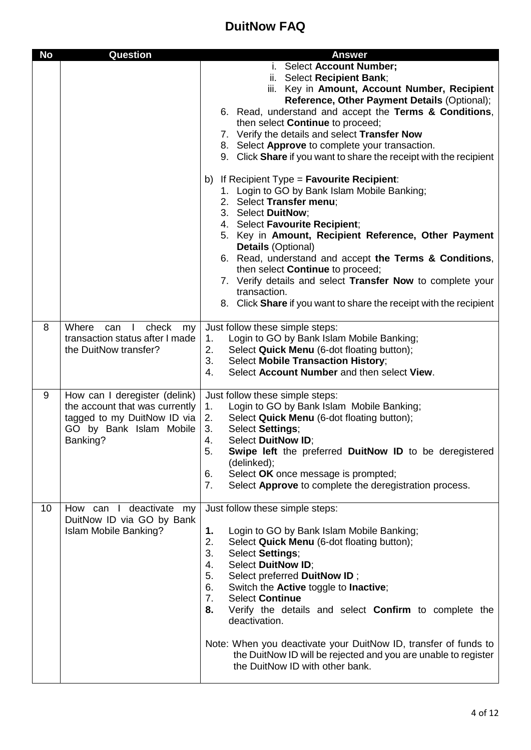# DuitNow FAQ

| No | Question | Answer |
|---|---|---|
| | | i. Select **Account Number;**<br>ii. Select **Recipient Bank**;<br>iii. Key in **Amount, Account Number, Recipient Reference, Other Payment Details** (Optional);<br>6. Read, understand and accept the **Terms & Conditions**, then select **Continue** to proceed;<br>7. Verify the details and select **Transfer Now**<br>8. Select **Approve** to complete your transaction.<br>9. Click **Share** if you want to share the receipt with the recipient<br><br>b) If Recipient Type = **Favourite Recipient**:<br>1. Login to GO by Bank Islam Mobile Banking;<br>2. Select **Transfer menu**;<br>3. Select **DuitNow**;<br>4. Select **Favourite Recipient**;<br>5. Key in **Amount, Recipient Reference, Other Payment Details** (Optional)<br>6. Read, understand and accept **the Terms & Conditions**, then select **Continue** to proceed;<br>7. Verify details and select **Transfer Now** to complete your transaction.<br>8. Click **Share** if you want to share the receipt with the recipient |
| 8 | Where can I check my transaction status after I made the DuitNow transfer? | Just follow these simple steps:<br>1. Login to GO by Bank Islam Mobile Banking;<br>2. Select **Quick Menu** (6-dot floating button);<br>3. Select **Mobile Transaction History**;<br>4. Select **Account Number** and then select **View**. |
| 9 | How can I deregister (delink) the account that was currently tagged to my DuitNow ID via GO by Bank Islam Mobile Banking? | Just follow these simple steps:<br>1. Login to GO by Bank Islam Mobile Banking;<br>2. Select **Quick Menu** (6-dot floating button);<br>3. Select **Settings**;<br>4. Select **DuitNow ID**;<br>5. **Swipe left** the preferred **DuitNow ID** to be deregistered (delinked);<br>6. Select **OK** once message is prompted;<br>7. Select **Approve** to complete the deregistration process. |
| 10 | How can I deactivate my DuitNow ID via GO by Bank Islam Mobile Banking? | Just follow these simple steps:<br><br>1. Login to GO by Bank Islam Mobile Banking;<br>2. Select **Quick Menu** (6-dot floating button);<br>3. Select **Settings**;<br>4. Select **DuitNow ID**;<br>5. Select preferred **DuitNow ID** ;<br>6. Switch the **Active** toggle to **Inactive**;<br>7. Select **Continue**<br>8. Verify the details and select **Confirm** to complete the deactivation.<br><br>Note: When you deactivate your DuitNow ID, transfer of funds to the DuitNow ID will be rejected and you are unable to register the DuitNow ID with other bank. |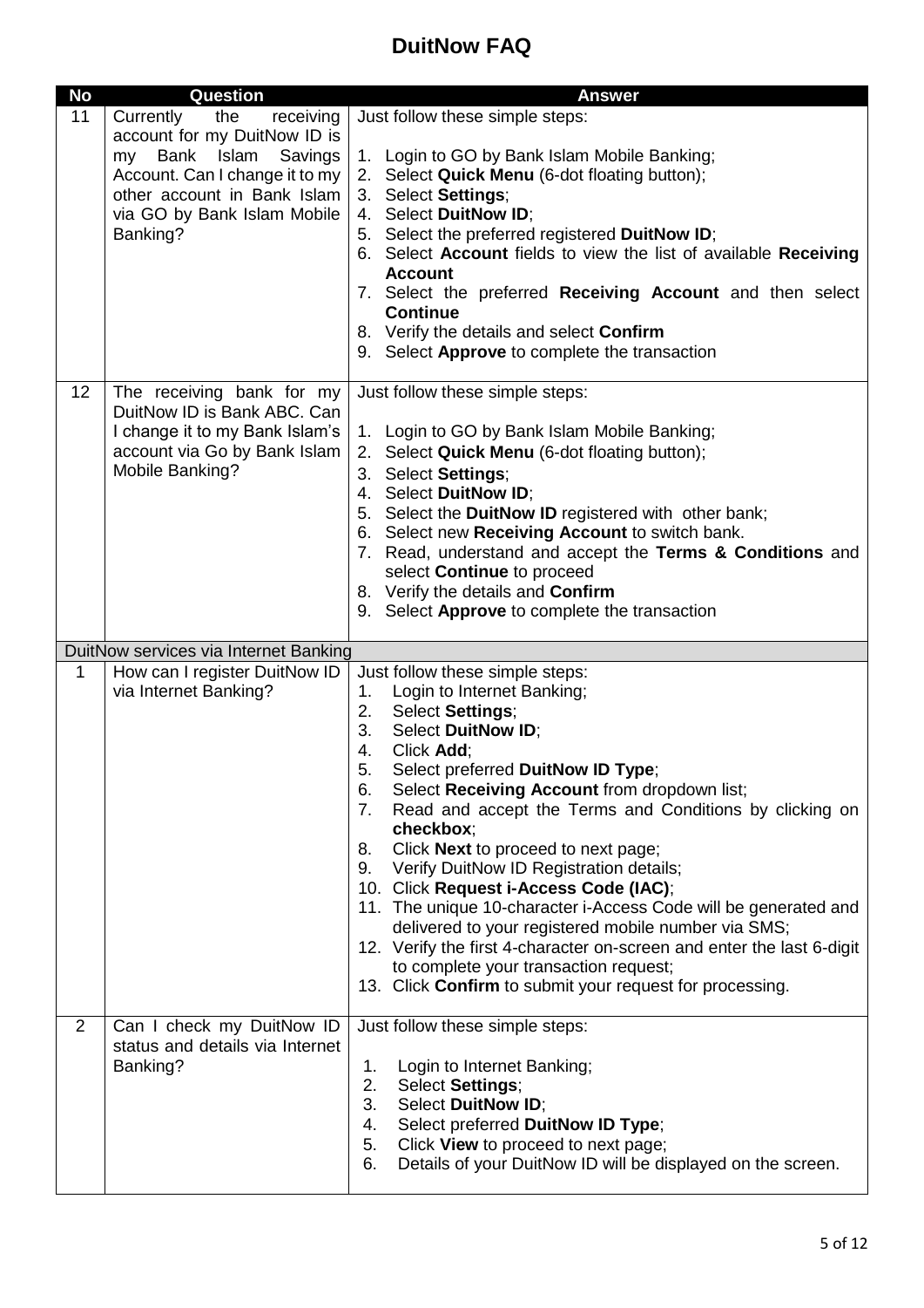# DuitNow FAQ

| No | Question | Answer |
|---|---|---|
| 11 | Currently the receiving account for my DuitNow ID is my Bank Islam Savings Account. Can I change it to my other account in Bank Islam via GO by Bank Islam Mobile Banking? | Just follow these simple steps:<br><br>1. Login to GO by Bank Islam Mobile Banking;<br>2. Select **Quick Menu** (6-dot floating button);<br>3. Select **Settings**;<br>4. Select **DuitNow ID**;<br>5. Select the preferred registered **DuitNow ID**;<br>6. Select **Account** fields to view the list of available **Receiving Account**<br>7. Select the preferred **Receiving Account** and then select **Continue**<br>8. Verify the details and select **Confirm**<br>9. Select **Approve** to complete the transaction |
| 12 | The receiving bank for my DuitNow ID is Bank ABC. Can I change it to my Bank Islam's account via Go by Bank Islam Mobile Banking? | Just follow these simple steps:<br><br>1. Login to GO by Bank Islam Mobile Banking;<br>2. Select **Quick Menu** (6-dot floating button);<br>3. Select **Settings**;<br>4. Select **DuitNow ID**;<br>5. Select the **DuitNow ID** registered with other bank;<br>6. Select new **Receiving Account** to switch bank.<br>7. Read, understand and accept the **Terms & Conditions** and select **Continue** to proceed<br>8. Verify the details and **Confirm**<br>9. Select **Approve** to complete the transaction |
| DuitNow services via Internet Banking | | |
| 1 | How can I register DuitNow ID via Internet Banking? | Just follow these simple steps:<br>1. Login to Internet Banking;<br>2. Select **Settings**;<br>3. Select **DuitNow ID**;<br>4. Click **Add**;<br>5. Select preferred **DuitNow ID Type**;<br>6. Select **Receiving Account** from dropdown list;<br>7. Read and accept the Terms and Conditions by clicking on **checkbox**;<br>8. Click **Next** to proceed to next page;<br>9. Verify DuitNow ID Registration details;<br>10. Click **Request i-Access Code (IAC)**;<br>11. The unique 10-character i-Access Code will be generated and delivered to your registered mobile number via SMS;<br>12. Verify the first 4-character on-screen and enter the last 6-digit to complete your transaction request;<br>13. Click **Confirm** to submit your request for processing. |
| 2 | Can I check my DuitNow ID status and details via Internet Banking? | Just follow these simple steps:<br><br>1. Login to Internet Banking;<br>2. Select **Settings**;<br>3. Select **DuitNow ID**;<br>4. Select preferred **DuitNow ID Type**;<br>5. Click **View** to proceed to next page;<br>6. Details of your DuitNow ID will be displayed on the screen. |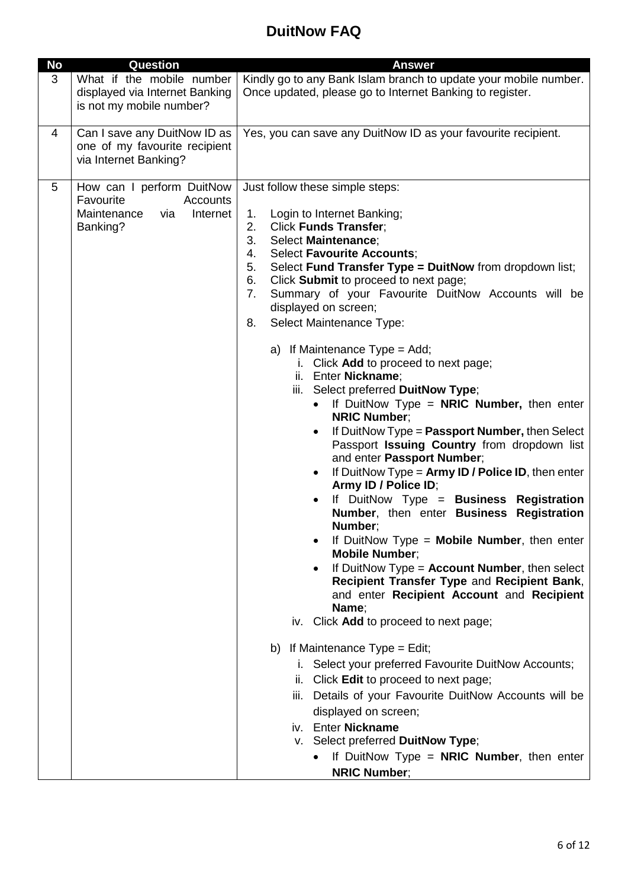# DuitNow FAQ

| No | Question | Answer |
|---|---|---|
| 3 | What if the mobile number displayed via Internet Banking is not my mobile number? | Kindly go to any Bank Islam branch to update your mobile number. Once updated, please go to Internet Banking to register. |
| 4 | Can I save any DuitNow ID as one of my favourite recipient via Internet Banking? | Yes, you can save any DuitNow ID as your favourite recipient. |
| 5 | How can I perform DuitNow Favourite Accounts Maintenance via Internet Banking? | Just follow these simple steps:<br><br>1. Login to Internet Banking;<br>2. Click **Funds Transfer**;<br>3. Select **Maintenance**;<br>4. Select **Favourite Accounts**;<br>5. Select **Fund Transfer Type = DuitNow** from dropdown list;<br>6. Click **Submit** to proceed to next page;<br>7. Summary of your Favourite DuitNow Accounts will be displayed on screen;<br>8. Select Maintenance Type:<br><br>a) If Maintenance Type = Add;<br>i. Click **Add** to proceed to next page;<br>ii. Enter **Nickname**;<br>iii. Select preferred **DuitNow Type**;<br>• If DuitNow Type = **NRIC Number,** then enter **NRIC Number**;<br>• If DuitNow Type = **Passport Number,** then Select Passport **Issuing Country** from dropdown list and enter **Passport Number**;<br>• If DuitNow Type = **Army ID / Police ID**, then enter **Army ID / Police ID**;<br>• If DuitNow Type = **Business Registration Number**, then enter **Business Registration Number**;<br>• If DuitNow Type = **Mobile Number**, then enter **Mobile Number**;<br>• If DuitNow Type = **Account Number**, then select **Recipient Transfer Type** and **Recipient Bank**, and enter **Recipient Account** and **Recipient Name**;<br>iv. Click **Add** to proceed to next page;<br><br>b) If Maintenance Type = Edit;<br>i. Select your preferred Favourite DuitNow Accounts;<br>ii. Click **Edit** to proceed to next page;<br>iii. Details of your Favourite DuitNow Accounts will be displayed on screen;<br>iv. Enter **Nickname**<br>v. Select preferred **DuitNow Type**;<br>• If DuitNow Type = **NRIC Number**, then enter **NRIC Number**; |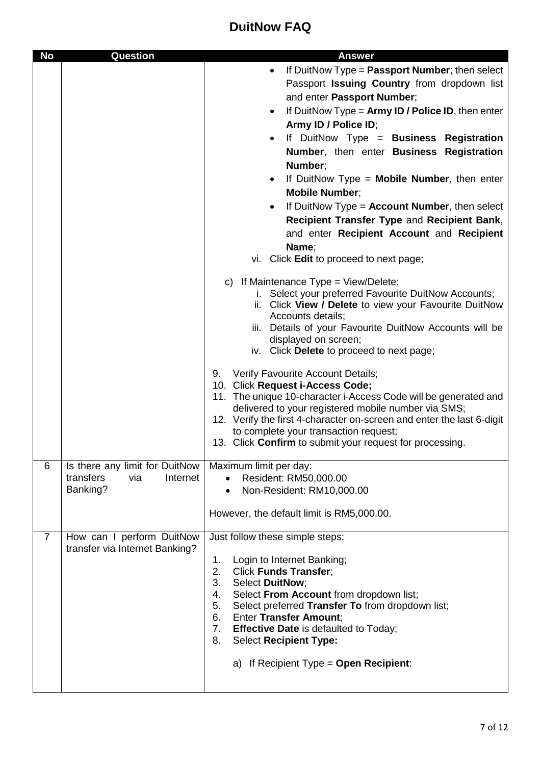# DuitNow FAQ

| No | Question | Answer |
|---|---|---|
| | | • If DuitNow Type = **Passport Number**; then select Passport **Issuing Country** from dropdown list and enter **Passport Number**;<br>• If DuitNow Type = **Army ID / Police ID**, then enter **Army ID / Police ID**;<br>• If DuitNow Type = **Business Registration Number**, then enter **Business Registration Number**;<br>• If DuitNow Type = **Mobile Number**, then enter **Mobile Number**;<br>• If DuitNow Type = **Account Number**, then select **Recipient Transfer Type** and **Recipient Bank**, and enter **Recipient Account** and **Recipient Name**;<br>vi. Click **Edit** to proceed to next page;<br><br>c) If Maintenance Type = View/Delete;<br>i. Select your preferred Favourite DuitNow Accounts;<br>ii. Click **View / Delete** to view your Favourite DuitNow Accounts details;<br>iii. Details of your Favourite DuitNow Accounts will be displayed on screen;<br>iv. Click **Delete** to proceed to next page;<br><br>9. Verify Favourite Account Details;<br>10. Click **Request i-Access Code;**<br>11. The unique 10-character i-Access Code will be generated and delivered to your registered mobile number via SMS;<br>12. Verify the first 4-character on-screen and enter the last 6-digit to complete your transaction request;<br>13. Click **Confirm** to submit your request for processing. |
| 6 | Is there any limit for DuitNow transfers via Internet Banking? | Maximum limit per day:<br>• Resident: RM50,000.00<br>• Non-Resident: RM10,000.00<br><br>However, the default limit is RM5,000.00. |
| 7 | How can I perform DuitNow transfer via Internet Banking? | Just follow these simple steps:<br><br>1. Login to Internet Banking;<br>2. Click **Funds Transfer**;<br>3. Select **DuitNow**;<br>4. Select **From Account** from dropdown list;<br>5. Select preferred **Transfer To** from dropdown list;<br>6. Enter **Transfer Amount**;<br>7. **Effective Date** is defaulted to Today;<br>8. Select **Recipient Type:**<br><br>a) If Recipient Type = **Open Recipient**: |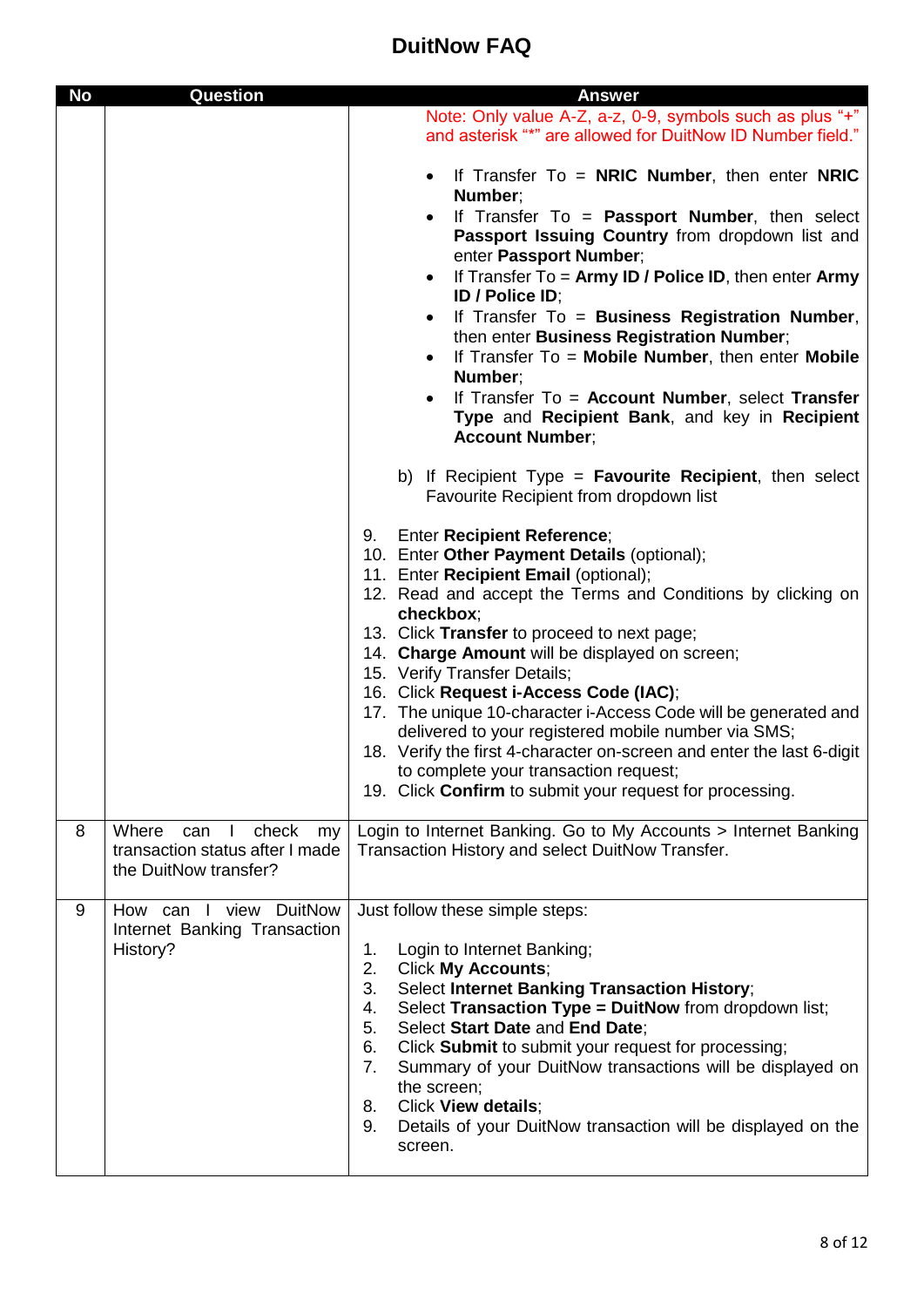# DuitNow FAQ

| No | Question | Answer |
|---|---|---|
| | | Note: Only value A-Z, a-z, 0-9, symbols such as plus "+" and asterisk "*" are allowed for DuitNow ID Number field."<br><br>• If Transfer To = **NRIC Number**, then enter **NRIC Number**;<br>• If Transfer To = **Passport Number**, then select **Passport Issuing Country** from dropdown list and enter **Passport Number**;<br>• If Transfer To = **Army ID / Police ID**, then enter **Army ID / Police ID**;<br>• If Transfer To = **Business Registration Number**, then enter **Business Registration Number**;<br>• If Transfer To = **Mobile Number**, then enter **Mobile Number**;<br>• If Transfer To = **Account Number**, select **Transfer Type** and **Recipient Bank**, and key in **Recipient Account Number**;<br><br>b) If Recipient Type = **Favourite Recipient**, then select Favourite Recipient from dropdown list<br><br>9. Enter **Recipient Reference**;<br>10. Enter **Other Payment Details** (optional);<br>11. Enter **Recipient Email** (optional);<br>12. Read and accept the Terms and Conditions by clicking on **checkbox**;<br>13. Click **Transfer** to proceed to next page;<br>14. **Charge Amount** will be displayed on screen;<br>15. Verify Transfer Details;<br>16. Click **Request i-Access Code (IAC)**;<br>17. The unique 10-character i-Access Code will be generated and delivered to your registered mobile number via SMS;<br>18. Verify the first 4-character on-screen and enter the last 6-digit to complete your transaction request;<br>19. Click **Confirm** to submit your request for processing. |
| 8 | Where can I check my transaction status after I made the DuitNow transfer? | Login to Internet Banking. Go to My Accounts > Internet Banking Transaction History and select DuitNow Transfer. |
| 9 | How can I view DuitNow Internet Banking Transaction History? | Just follow these simple steps:<br><br>1. Login to Internet Banking;<br>2. Click **My Accounts**;<br>3. Select **Internet Banking Transaction History**;<br>4. Select **Transaction Type = DuitNow** from dropdown list;<br>5. Select **Start Date** and **End Date**;<br>6. Click **Submit** to submit your request for processing;<br>7. Summary of your DuitNow transactions will be displayed on the screen;<br>8. Click **View details**;<br>9. Details of your DuitNow transaction will be displayed on the screen. |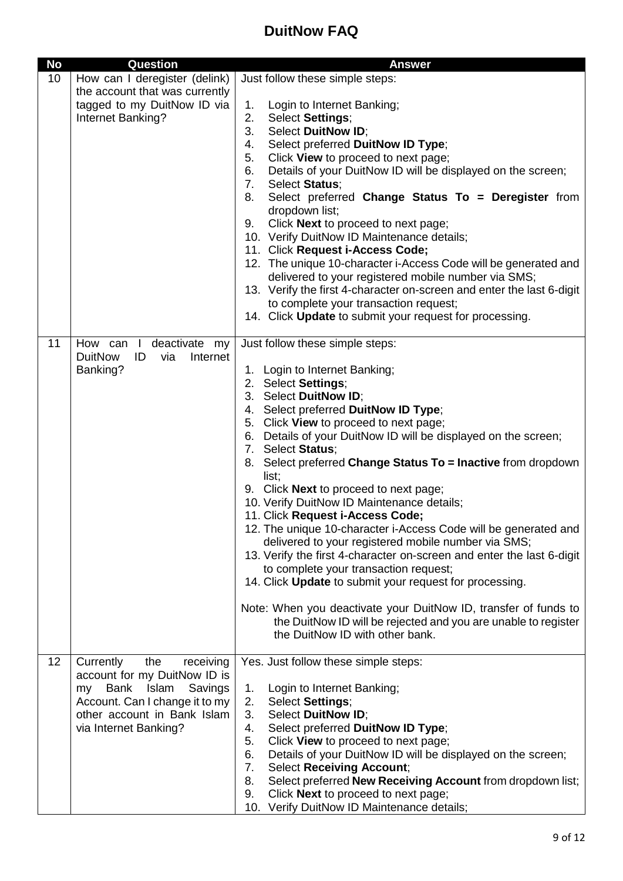# DuitNow FAQ

| No | Question | Answer |
|---|---|---|
| 10 | How can I deregister (delink) the account that was currently tagged to my DuitNow ID via Internet Banking? | Just follow these simple steps:<br><br>1. Login to Internet Banking;<br>2. Select **Settings**;<br>3. Select **DuitNow ID**;<br>4. Select preferred **DuitNow ID Type**;<br>5. Click **View** to proceed to next page;<br>6. Details of your DuitNow ID will be displayed on the screen;<br>7. Select **Status**;<br>8. Select preferred **Change Status To = Deregister** from dropdown list;<br>9. Click **Next** to proceed to next page;<br>10. Verify DuitNow ID Maintenance details;<br>11. Click **Request i-Access Code;**<br>12. The unique 10-character i-Access Code will be generated and delivered to your registered mobile number via SMS;<br>13. Verify the first 4-character on-screen and enter the last 6-digit to complete your transaction request;<br>14. Click **Update** to submit your request for processing. |
| 11 | How can I deactivate my DuitNow ID via Internet Banking? | Just follow these simple steps:<br><br>1. Login to Internet Banking;<br>2. Select **Settings**;<br>3. Select **DuitNow ID**;<br>4. Select preferred **DuitNow ID Type**;<br>5. Click **View** to proceed to next page;<br>6. Details of your DuitNow ID will be displayed on the screen;<br>7. Select **Status**;<br>8. Select preferred **Change Status To = Inactive** from dropdown list;<br>9. Click **Next** to proceed to next page;<br>10. Verify DuitNow ID Maintenance details;<br>11. Click **Request i-Access Code;**<br>12. The unique 10-character i-Access Code will be generated and delivered to your registered mobile number via SMS;<br>13. Verify the first 4-character on-screen and enter the last 6-digit to complete your transaction request;<br>14. Click **Update** to submit your request for processing.<br><br>Note: When you deactivate your DuitNow ID, transfer of funds to the DuitNow ID will be rejected and you are unable to register the DuitNow ID with other bank. |
| 12 | Currently the receiving account for my DuitNow ID is my Bank Islam Savings Account. Can I change it to my other account in Bank Islam via Internet Banking? | Yes. Just follow these simple steps:<br><br>1. Login to Internet Banking;<br>2. Select **Settings**;<br>3. Select **DuitNow ID**;<br>4. Select preferred **DuitNow ID Type**;<br>5. Click **View** to proceed to next page;<br>6. Details of your DuitNow ID will be displayed on the screen;<br>7. Select **Receiving Account**;<br>8. Select preferred **New Receiving Account** from dropdown list;<br>9. Click **Next** to proceed to next page;<br>10. Verify DuitNow ID Maintenance details; |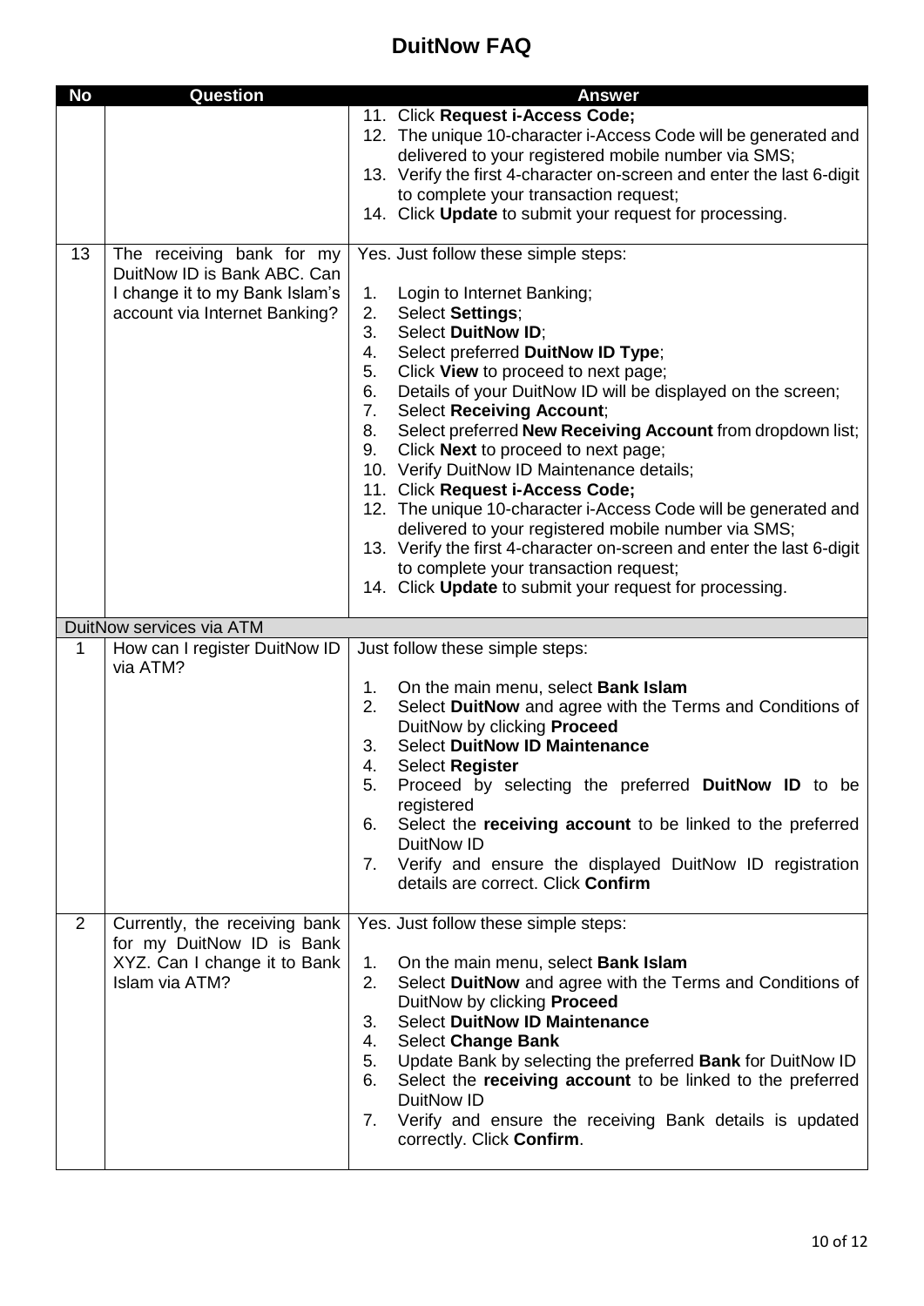# DuitNow FAQ

| No | Question | Answer |
|---|---|---|
| | | 11. Click **Request i-Access Code;**<br>12. The unique 10-character i-Access Code will be generated and delivered to your registered mobile number via SMS;<br>13. Verify the first 4-character on-screen and enter the last 6-digit to complete your transaction request;<br>14. Click **Update** to submit your request for processing. |
| 13 | The receiving bank for my DuitNow ID is Bank ABC. Can I change it to my Bank Islam's account via Internet Banking? | Yes. Just follow these simple steps:<br><br>1. Login to Internet Banking;<br>2. Select **Settings**;<br>3. Select **DuitNow ID**;<br>4. Select preferred **DuitNow ID Type**;<br>5. Click **View** to proceed to next page;<br>6. Details of your DuitNow ID will be displayed on the screen;<br>7. Select **Receiving Account**;<br>8. Select preferred **New Receiving Account** from dropdown list;<br>9. Click **Next** to proceed to next page;<br>10. Verify DuitNow ID Maintenance details;<br>11. Click **Request i-Access Code;**<br>12. The unique 10-character i-Access Code will be generated and delivered to your registered mobile number via SMS;<br>13. Verify the first 4-character on-screen and enter the last 6-digit to complete your transaction request;<br>14. Click **Update** to submit your request for processing. |
| DuitNow services via ATM | | |
| 1 | How can I register DuitNow ID via ATM? | Just follow these simple steps:<br><br>1. On the main menu, select **Bank Islam**<br>2. Select **DuitNow** and agree with the Terms and Conditions of DuitNow by clicking **Proceed**<br>3. Select **DuitNow ID Maintenance**<br>4. Select **Register**<br>5. Proceed by selecting the preferred **DuitNow ID** to be registered<br>6. Select the **receiving account** to be linked to the preferred DuitNow ID<br>7. Verify and ensure the displayed DuitNow ID registration details are correct. Click **Confirm** |
| 2 | Currently, the receiving bank for my DuitNow ID is Bank XYZ. Can I change it to Bank Islam via ATM? | Yes. Just follow these simple steps:<br><br>1. On the main menu, select **Bank Islam**<br>2. Select **DuitNow** and agree with the Terms and Conditions of DuitNow by clicking **Proceed**<br>3. Select **DuitNow ID Maintenance**<br>4. Select **Change Bank**<br>5. Update Bank by selecting the preferred **Bank** for DuitNow ID<br>6. Select the **receiving account** to be linked to the preferred DuitNow ID<br>7. Verify and ensure the receiving Bank details is updated correctly. Click **Confirm**. |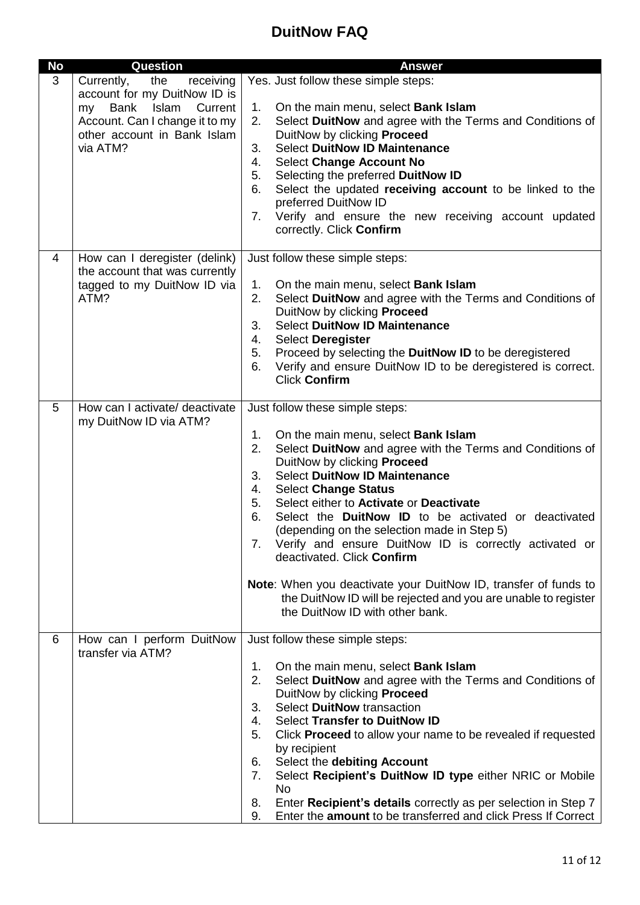# DuitNow FAQ

| No | Question | Answer |
|---|---|---|
| 3 | Currently, the receiving account for my DuitNow ID is my Bank Islam Current Account. Can I change it to my other account in Bank Islam via ATM? | Yes. Just follow these simple steps:<br><br>1. On the main menu, select **Bank Islam**<br>2. Select **DuitNow** and agree with the Terms and Conditions of DuitNow by clicking **Proceed**<br>3. Select **DuitNow ID Maintenance**<br>4. Select **Change Account No**<br>5. Selecting the preferred **DuitNow ID**<br>6. Select the updated **receiving account** to be linked to the preferred DuitNow ID<br>7. Verify and ensure the new receiving account updated correctly. Click **Confirm** |
| 4 | How can I deregister (delink) the account that was currently tagged to my DuitNow ID via ATM? | Just follow these simple steps:<br><br>1. On the main menu, select **Bank Islam**<br>2. Select **DuitNow** and agree with the Terms and Conditions of DuitNow by clicking **Proceed**<br>3. Select **DuitNow ID Maintenance**<br>4. Select **Deregister**<br>5. Proceed by selecting the **DuitNow ID** to be deregistered<br>6. Verify and ensure DuitNow ID to be deregistered is correct. Click **Confirm** |
| 5 | How can I activate/ deactivate my DuitNow ID via ATM? | Just follow these simple steps:<br><br>1. On the main menu, select **Bank Islam**<br>2. Select **DuitNow** and agree with the Terms and Conditions of DuitNow by clicking **Proceed**<br>3. Select **DuitNow ID Maintenance**<br>4. Select **Change Status**<br>5. Select either to **Activate** or **Deactivate**<br>6. Select the **DuitNow ID** to be activated or deactivated (depending on the selection made in Step 5)<br>7. Verify and ensure DuitNow ID is correctly activated or deactivated. Click **Confirm**<br><br>**Note**: When you deactivate your DuitNow ID, transfer of funds to the DuitNow ID will be rejected and you are unable to register the DuitNow ID with other bank. |
| 6 | How can I perform DuitNow transfer via ATM? | Just follow these simple steps:<br><br>1. On the main menu, select **Bank Islam**<br>2. Select **DuitNow** and agree with the Terms and Conditions of DuitNow by clicking **Proceed**<br>3. Select **DuitNow** transaction<br>4. Select **Transfer to DuitNow ID**<br>5. Click **Proceed** to allow your name to be revealed if requested by recipient<br>6. Select the **debiting Account**<br>7. Select **Recipient's DuitNow ID type** either NRIC or Mobile No<br>8. Enter **Recipient's details** correctly as per selection in Step 7<br>9. Enter the **amount** to be transferred and click Press If Correct |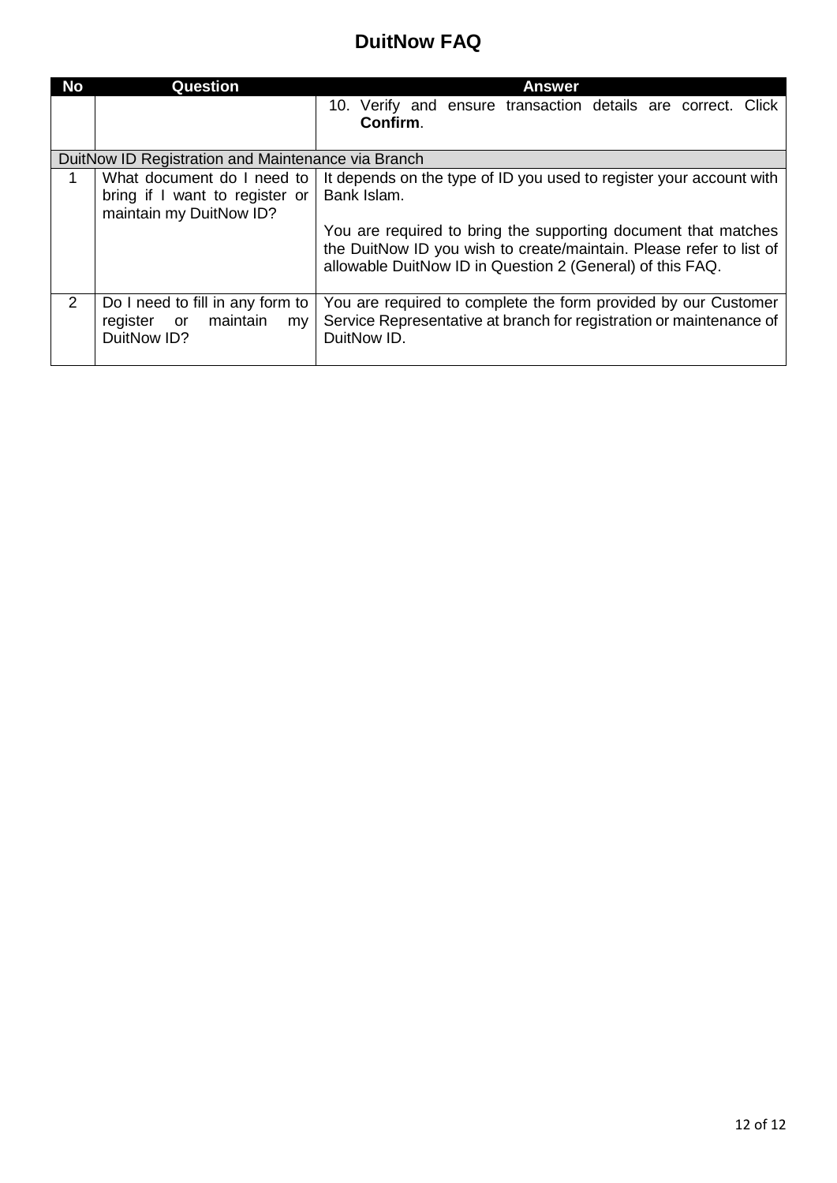# DuitNow FAQ

| No | Question | Answer |
|---|---|---|
| | | 10. Verify and ensure transaction details are correct. Click **Confirm**. |
| DuitNow ID Registration and Maintenance via Branch | | |
| 1 | What document do I need to bring if I want to register or maintain my DuitNow ID? | It depends on the type of ID you used to register your account with Bank Islam.<br><br>You are required to bring the supporting document that matches the DuitNow ID you wish to create/maintain. Please refer to list of allowable DuitNow ID in Question 2 (General) of this FAQ. |
| 2 | Do I need to fill in any form to register or maintain my DuitNow ID? | You are required to complete the form provided by our Customer Service Representative at branch for registration or maintenance of DuitNow ID. |